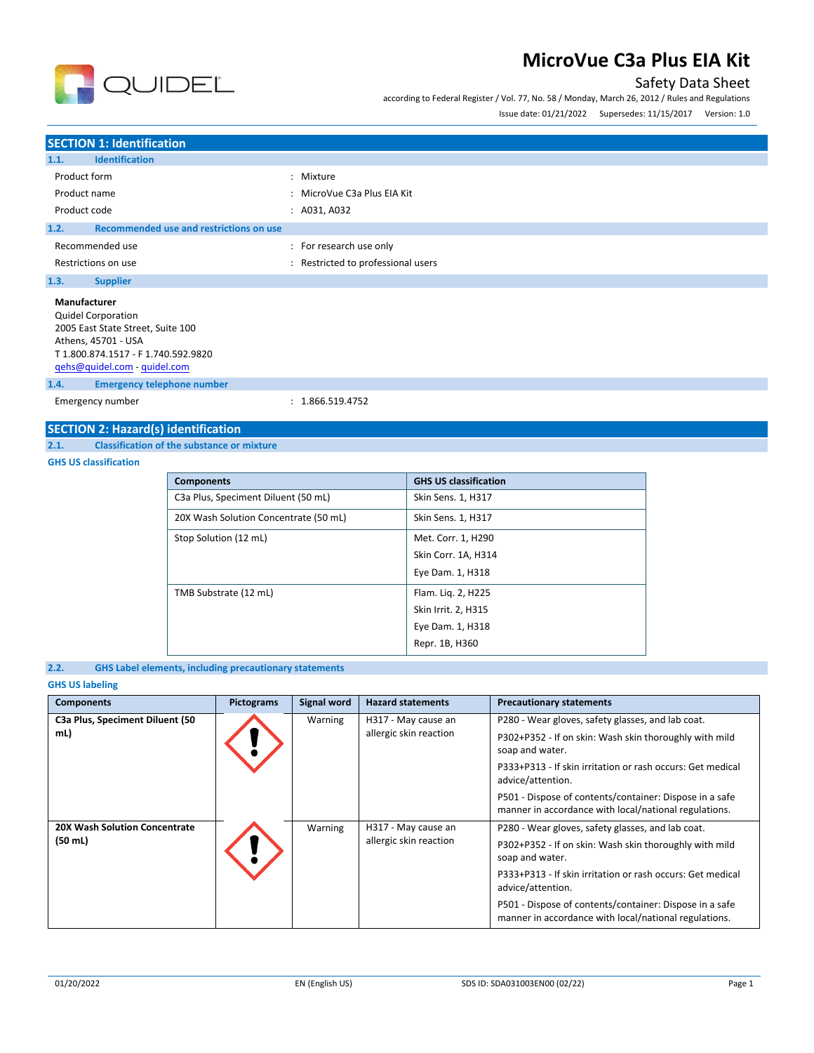# MicroVue C3a Plus EIA Kit

Safety Data Sheet

according to Federal Register / Vol. 77, No. 58 / Monday, March 26, 2012 / Rules and Regulations

Issue date: 01/21/2022 Supersedes: 11/15/2017 Version: 1.0

## SECTION 1: Identification

### 1.1. Identification

| | | |
|---|---|---|
| Product form | : | Mixture |
| Product name | : | MicroVue C3a Plus EIA Kit |
| Product code | : | A031, A032 |

### 1.2. Recommended use and restrictions on use

| | | |
|---|---|---|
| Recommended use | : | For research use only |
| Restrictions on use | : | Restricted to professional users |

### 1.3. Supplier

**Manufacturer**
Quidel Corporation
2005 East State Street, Suite 100
Athens, 45701 - USA
T 1.800.874.1517 - F 1.740.592.9820
qehs@quidel.com - quidel.com

### 1.4. Emergency telephone number

| | | |
|---|---|---|
| Emergency number | : | 1.866.519.4752 |

## SECTION 2: Hazard(s) identification

### 2.1. Classification of the substance or mixture

**GHS US classification**

| Components | GHS US classification |
|---|---|
| C3a Plus, Speciment Diluent (50 mL) | Skin Sens. 1, H317 |
| 20X Wash Solution Concentrate (50 mL) | Skin Sens. 1, H317 |
| Stop Solution (12 mL) | Met. Corr. 1, H290<br>Skin Corr. 1A, H314<br>Eye Dam. 1, H318 |
| TMB Substrate (12 mL) | Flam. Liq. 2, H225<br>Skin Irrit. 2, H315<br>Eye Dam. 1, H318<br>Repr. 1B, H360 |

### 2.2. GHS Label elements, including precautionary statements

**GHS US labeling**

| Components | Pictograms | Signal word | Hazard statements | Precautionary statements |
|---|---|---|---|---|
| **C3a Plus, Speciment Diluent (50 mL)** | | Warning | H317 - May cause an allergic skin reaction | P280 - Wear gloves, safety glasses, and lab coat.<br>P302+P352 - If on skin: Wash skin thoroughly with mild soap and water.<br>P333+P313 - If skin irritation or rash occurs: Get medical advice/attention.<br>P501 - Dispose of contents/container: Dispose in a safe manner in accordance with local/national regulations. |
| **20X Wash Solution Concentrate (50 mL)** | | Warning | H317 - May cause an allergic skin reaction | P280 - Wear gloves, safety glasses, and lab coat.<br>P302+P352 - If on skin: Wash skin thoroughly with mild soap and water.<br>P333+P313 - If skin irritation or rash occurs: Get medical advice/attention.<br>P501 - Dispose of contents/container: Dispose in a safe manner in accordance with local/national regulations. |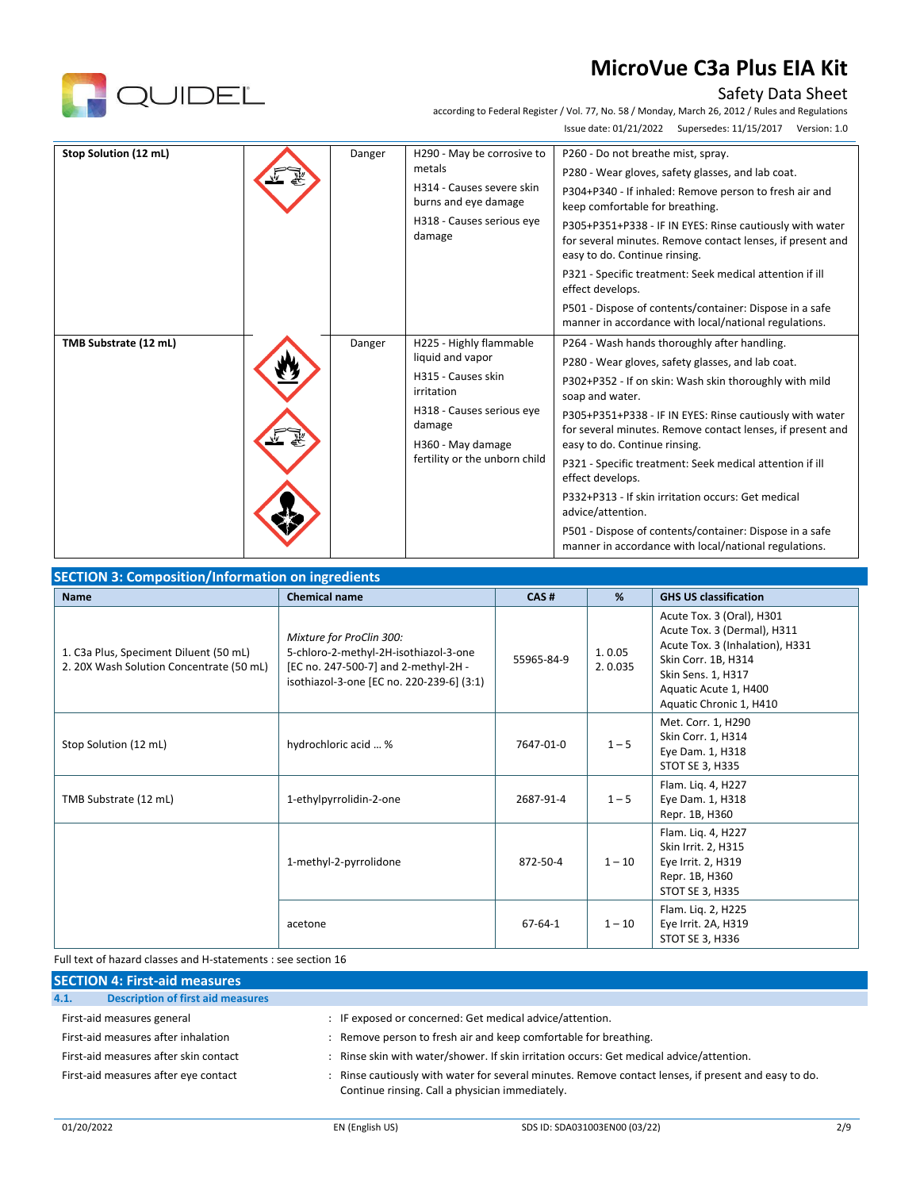| | | | | |
|---|---|---|---|---|
| **Stop Solution (12 mL)** | | Danger | H290 - May be corrosive to metals<br>H314 - Causes severe skin burns and eye damage<br>H318 - Causes serious eye damage | P260 - Do not breathe mist, spray.<br>P280 - Wear gloves, safety glasses, and lab coat.<br>P304+P340 - If inhaled: Remove person to fresh air and keep comfortable for breathing.<br>P305+P351+P338 - IF IN EYES: Rinse cautiously with water for several minutes. Remove contact lenses, if present and easy to do. Continue rinsing.<br>P321 - Specific treatment: Seek medical attention if ill effect develops.<br>P501 - Dispose of contents/container: Dispose in a safe manner in accordance with local/national regulations. |
| **TMB Substrate (12 mL)** | | Danger | H225 - Highly flammable liquid and vapor<br>H315 - Causes skin irritation<br>H318 - Causes serious eye damage<br>H360 - May damage fertility or the unborn child | P264 - Wash hands thoroughly after handling.<br>P280 - Wear gloves, safety glasses, and lab coat.<br>P302+P352 - If on skin: Wash skin thoroughly with mild soap and water.<br>P305+P351+P338 - IF IN EYES: Rinse cautiously with water for several minutes. Remove contact lenses, if present and easy to do. Continue rinsing.<br>P321 - Specific treatment: Seek medical attention if ill effect develops.<br>P332+P313 - If skin irritation occurs: Get medical advice/attention.<br>P501 - Dispose of contents/container: Dispose in a safe manner in accordance with local/national regulations. |

## SECTION 3: Composition/Information on ingredients

| Name | Chemical name | CAS # | % | GHS US classification |
|---|---|---|---|---|
| 1. C3a Plus, Speciment Diluent (50 mL)<br>2. 20X Wash Solution Concentrate (50 mL) | *Mixture for ProClin 300:*<br>5-chloro-2-methyl-2H-isothiazol-3-one [EC no. 247-500-7] and 2-methyl-2H - isothiazol-3-one [EC no. 220-239-6] (3:1) | 55965-84-9 | 1. 0.05<br>2. 0.035 | Acute Tox. 3 (Oral), H301<br>Acute Tox. 3 (Dermal), H311<br>Acute Tox. 3 (Inhalation), H331<br>Skin Corr. 1B, H314<br>Skin Sens. 1, H317<br>Aquatic Acute 1, H400<br>Aquatic Chronic 1, H410 |
| Stop Solution (12 mL) | hydrochloric acid … % | 7647-01-0 | 1 – 5 | Met. Corr. 1, H290<br>Skin Corr. 1, H314<br>Eye Dam. 1, H318<br>STOT SE 3, H335 |
| TMB Substrate (12 mL) | 1-ethylpyrrolidin-2-one | 2687-91-4 | 1 – 5 | Flam. Liq. 4, H227<br>Eye Dam. 1, H318<br>Repr. 1B, H360 |
| | 1-methyl-2-pyrrolidone | 872-50-4 | 1 – 10 | Flam. Liq. 4, H227<br>Skin Irrit. 2, H315<br>Eye Irrit. 2, H319<br>Repr. 1B, H360<br>STOT SE 3, H335 |
| | acetone | 67-64-1 | 1 – 10 | Flam. Liq. 2, H225<br>Eye Irrit. 2A, H319<br>STOT SE 3, H336 |

Full text of hazard classes and H-statements : see section 16

## SECTION 4: First-aid measures

### 4.1. Description of first aid measures

First-aid measures general : IF exposed or concerned: Get medical advice/attention.

First-aid measures after inhalation : Remove person to fresh air and keep comfortable for breathing.

First-aid measures after skin contact : Rinse skin with water/shower. If skin irritation occurs: Get medical advice/attention.

First-aid measures after eye contact : Rinse cautiously with water for several minutes. Remove contact lenses, if present and easy to do. Continue rinsing. Call a physician immediately.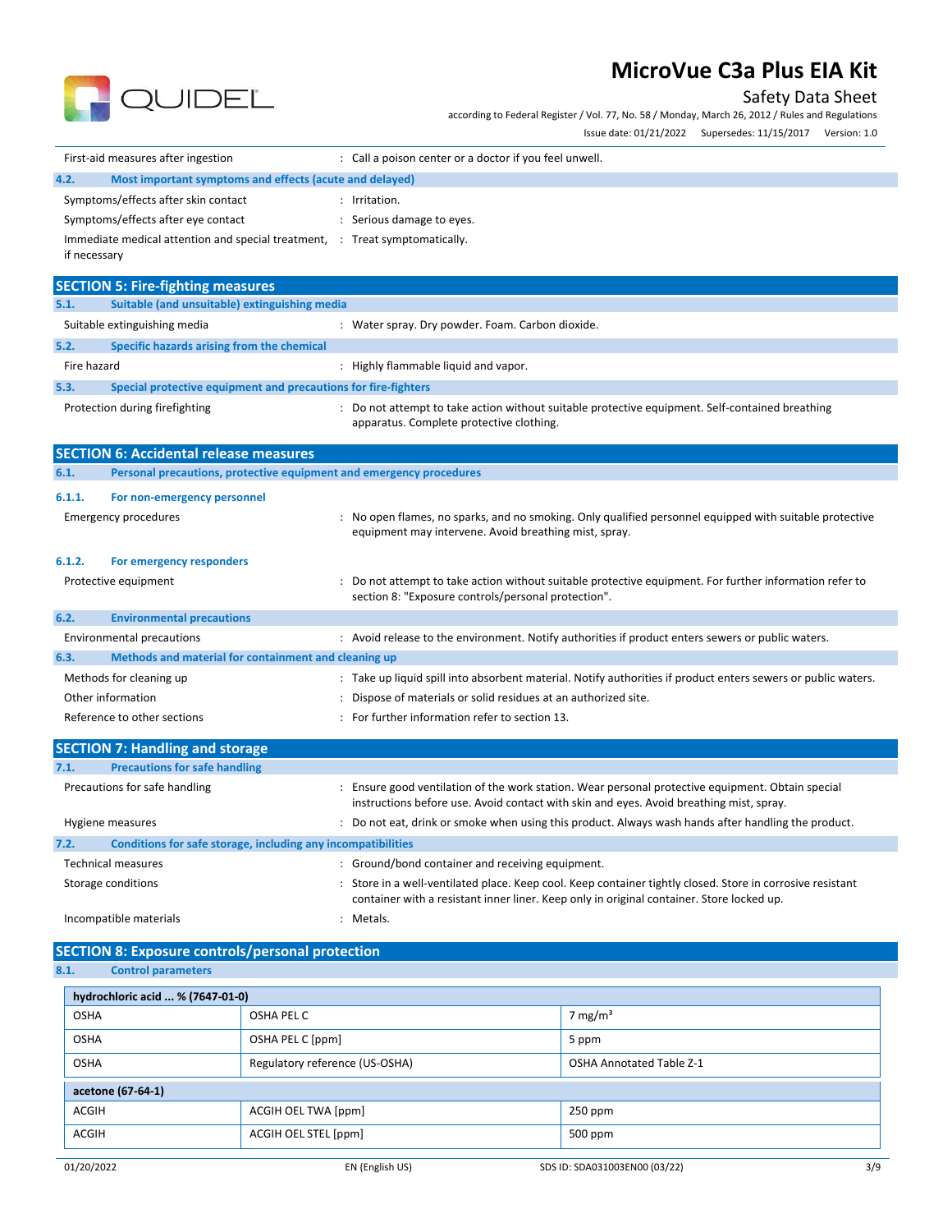First-aid measures after ingestion : Call a poison center or a doctor if you feel unwell.

### 4.2. Most important symptoms and effects (acute and delayed)

Symptoms/effects after skin contact : Irritation.

Symptoms/effects after eye contact : Serious damage to eyes.

Immediate medical attention and special treatment, if necessary : Treat symptomatically.

## SECTION 5: Fire-fighting measures

### 5.1. Suitable (and unsuitable) extinguishing media

Suitable extinguishing media : Water spray. Dry powder. Foam. Carbon dioxide.

### 5.2. Specific hazards arising from the chemical

Fire hazard : Highly flammable liquid and vapor.

### 5.3. Special protective equipment and precautions for fire-fighters

Protection during firefighting : Do not attempt to take action without suitable protective equipment. Self-contained breathing apparatus. Complete protective clothing.

## SECTION 6: Accidental release measures

### 6.1. Personal precautions, protective equipment and emergency procedures

#### 6.1.1. For non-emergency personnel

Emergency procedures : No open flames, no sparks, and no smoking. Only qualified personnel equipped with suitable protective equipment may intervene. Avoid breathing mist, spray.

#### 6.1.2. For emergency responders

Protective equipment : Do not attempt to take action without suitable protective equipment. For further information refer to section 8: "Exposure controls/personal protection".

### 6.2. Environmental precautions

Environmental precautions : Avoid release to the environment. Notify authorities if product enters sewers or public waters.

### 6.3. Methods and material for containment and cleaning up

Methods for cleaning up : Take up liquid spill into absorbent material. Notify authorities if product enters sewers or public waters.

Other information : Dispose of materials or solid residues at an authorized site.

Reference to other sections : For further information refer to section 13.

## SECTION 7: Handling and storage

### 7.1. Precautions for safe handling

Precautions for safe handling : Ensure good ventilation of the work station. Wear personal protective equipment. Obtain special instructions before use. Avoid contact with skin and eyes. Avoid breathing mist, spray.

Hygiene measures : Do not eat, drink or smoke when using this product. Always wash hands after handling the product.

### 7.2. Conditions for safe storage, including any incompatibilities

Technical measures : Ground/bond container and receiving equipment.

Storage conditions : Store in a well-ventilated place. Keep cool. Keep container tightly closed. Store in corrosive resistant container with a resistant inner liner. Keep only in original container. Store locked up.

Incompatible materials : Metals.

## SECTION 8: Exposure controls/personal protection

### 8.1. Control parameters

| hydrochloric acid ... % (7647-01-0) | | |
|---|---|---|
| OSHA | OSHA PEL C | 7 mg/m³ |
| OSHA | OSHA PEL C [ppm] | 5 ppm |
| OSHA | Regulatory reference (US-OSHA) | OSHA Annotated Table Z-1 |
| **acetone (67-64-1)** | | |
| ACGIH | ACGIH OEL TWA [ppm] | 250 ppm |
| ACGIH | ACGIH OEL STEL [ppm] | 500 ppm |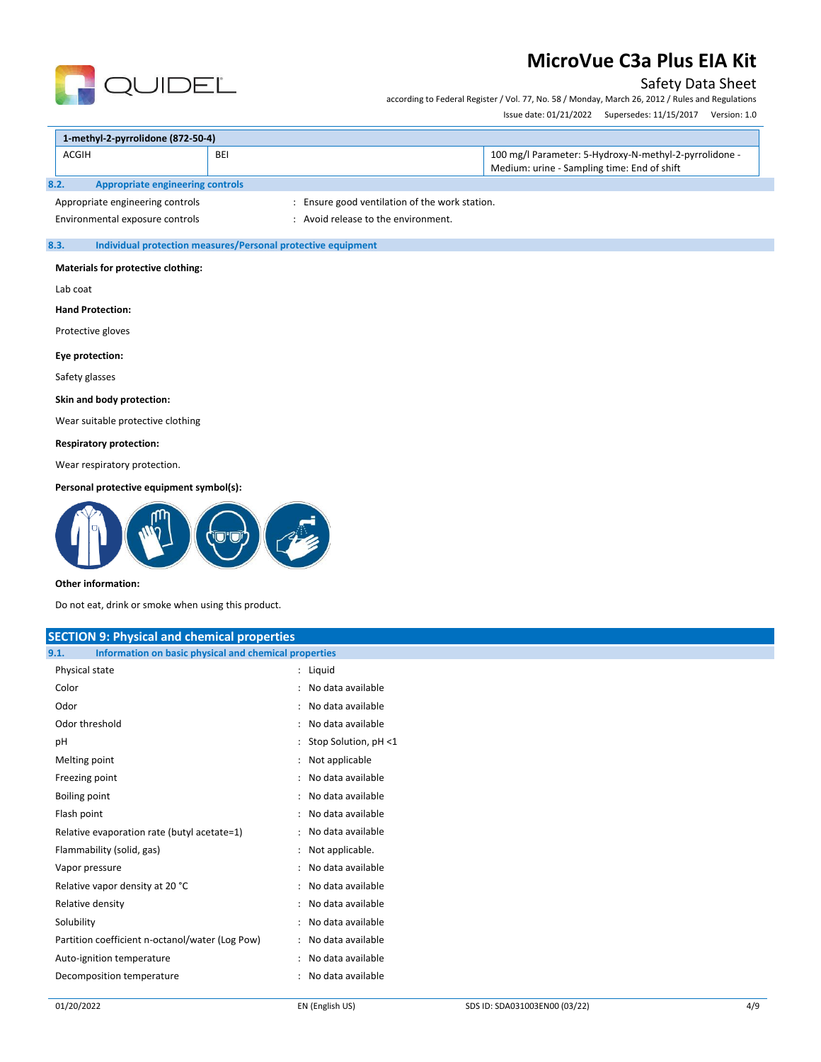| 1-methyl-2-pyrrolidone (872-50-4) | | |
|---|---|---|
| ACGIH | BEI | 100 mg/l Parameter: 5-Hydroxy-N-methyl-2-pyrrolidone - Medium: urine - Sampling time: End of shift |

### 8.2. Appropriate engineering controls

Appropriate engineering controls : Ensure good ventilation of the work station.

Environmental exposure controls : Avoid release to the environment.

### 8.3. Individual protection measures/Personal protective equipment

**Materials for protective clothing:**

Lab coat

**Hand Protection:**

Protective gloves

**Eye protection:**

Safety glasses

**Skin and body protection:**

Wear suitable protective clothing

**Respiratory protection:**

Wear respiratory protection.

**Personal protective equipment symbol(s):**

**Other information:**

Do not eat, drink or smoke when using this product.

## SECTION 9: Physical and chemical properties

### 9.1. Information on basic physical and chemical properties

| Property | Value |
|---|---|
| Physical state | Liquid |
| Color | No data available |
| Odor | No data available |
| Odor threshold | No data available |
| pH | Stop Solution, pH <1 |
| Melting point | Not applicable |
| Freezing point | No data available |
| Boiling point | No data available |
| Flash point | No data available |
| Relative evaporation rate (butyl acetate=1) | No data available |
| Flammability (solid, gas) | Not applicable. |
| Vapor pressure | No data available |
| Relative vapor density at 20 °C | No data available |
| Relative density | No data available |
| Solubility | No data available |
| Partition coefficient n-octanol/water (Log Pow) | No data available |
| Auto-ignition temperature | No data available |
| Decomposition temperature | No data available |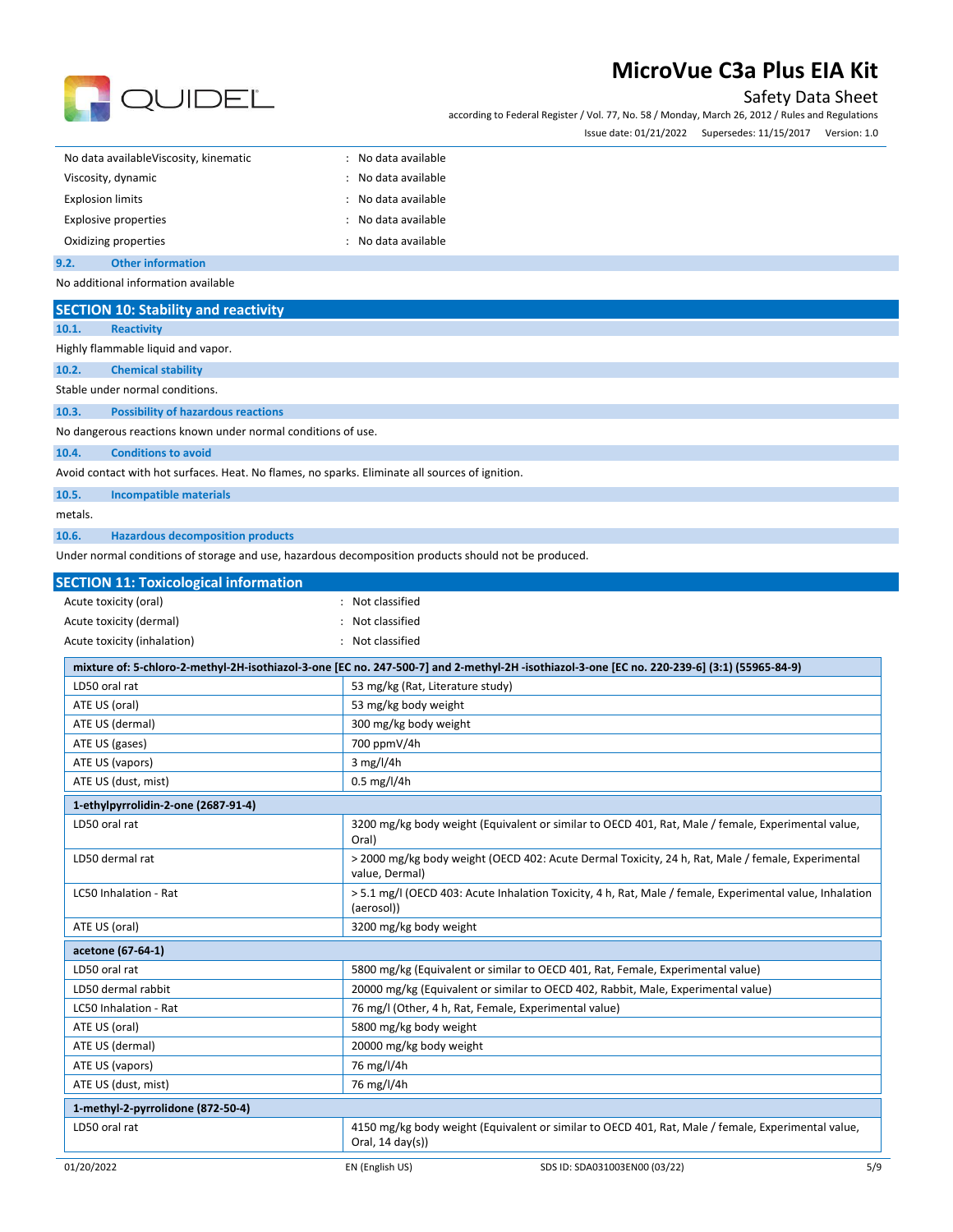| | |
|---|---|
| No data availableViscosity, kinematic | : No data available |
| Viscosity, dynamic | : No data available |
| Explosion limits | : No data available |
| Explosive properties | : No data available |
| Oxidizing properties | : No data available |

### 9.2. Other information

No additional information available

## SECTION 10: Stability and reactivity

### 10.1. Reactivity

Highly flammable liquid and vapor.

### 10.2. Chemical stability

Stable under normal conditions.

### 10.3. Possibility of hazardous reactions

No dangerous reactions known under normal conditions of use.

### 10.4. Conditions to avoid

Avoid contact with hot surfaces. Heat. No flames, no sparks. Eliminate all sources of ignition.

### 10.5. Incompatible materials

metals.

### 10.6. Hazardous decomposition products

Under normal conditions of storage and use, hazardous decomposition products should not be produced.

## SECTION 11: Toxicological information

| | |
|---|---|
| Acute toxicity (oral) | : Not classified |
| Acute toxicity (dermal) | : Not classified |
| Acute toxicity (inhalation) | : Not classified |

| **mixture of: 5-chloro-2-methyl-2H-isothiazol-3-one [EC no. 247-500-7] and 2-methyl-2H -isothiazol-3-one [EC no. 220-239-6] (3:1) (55965-84-9)** | |
|---|---|
| LD50 oral rat | 53 mg/kg (Rat, Literature study) |
| ATE US (oral) | 53 mg/kg body weight |
| ATE US (dermal) | 300 mg/kg body weight |
| ATE US (gases) | 700 ppmV/4h |
| ATE US (vapors) | 3 mg/l/4h |
| ATE US (dust, mist) | 0.5 mg/l/4h |

| **1-ethylpyrrolidin-2-one (2687-91-4)** | |
|---|---|
| LD50 oral rat | 3200 mg/kg body weight (Equivalent or similar to OECD 401, Rat, Male / female, Experimental value, Oral) |
| LD50 dermal rat | > 2000 mg/kg body weight (OECD 402: Acute Dermal Toxicity, 24 h, Rat, Male / female, Experimental value, Dermal) |
| LC50 Inhalation - Rat | > 5.1 mg/l (OECD 403: Acute Inhalation Toxicity, 4 h, Rat, Male / female, Experimental value, Inhalation (aerosol)) |
| ATE US (oral) | 3200 mg/kg body weight |

| **acetone (67-64-1)** | |
|---|---|
| LD50 oral rat | 5800 mg/kg (Equivalent or similar to OECD 401, Rat, Female, Experimental value) |
| LD50 dermal rabbit | 20000 mg/kg (Equivalent or similar to OECD 402, Rabbit, Male, Experimental value) |
| LC50 Inhalation - Rat | 76 mg/l (Other, 4 h, Rat, Female, Experimental value) |
| ATE US (oral) | 5800 mg/kg body weight |
| ATE US (dermal) | 20000 mg/kg body weight |
| ATE US (vapors) | 76 mg/l/4h |
| ATE US (dust, mist) | 76 mg/l/4h |

| **1-methyl-2-pyrrolidone (872-50-4)** | |
|---|---|
| LD50 oral rat | 4150 mg/kg body weight (Equivalent or similar to OECD 401, Rat, Male / female, Experimental value, Oral, 14 day(s)) |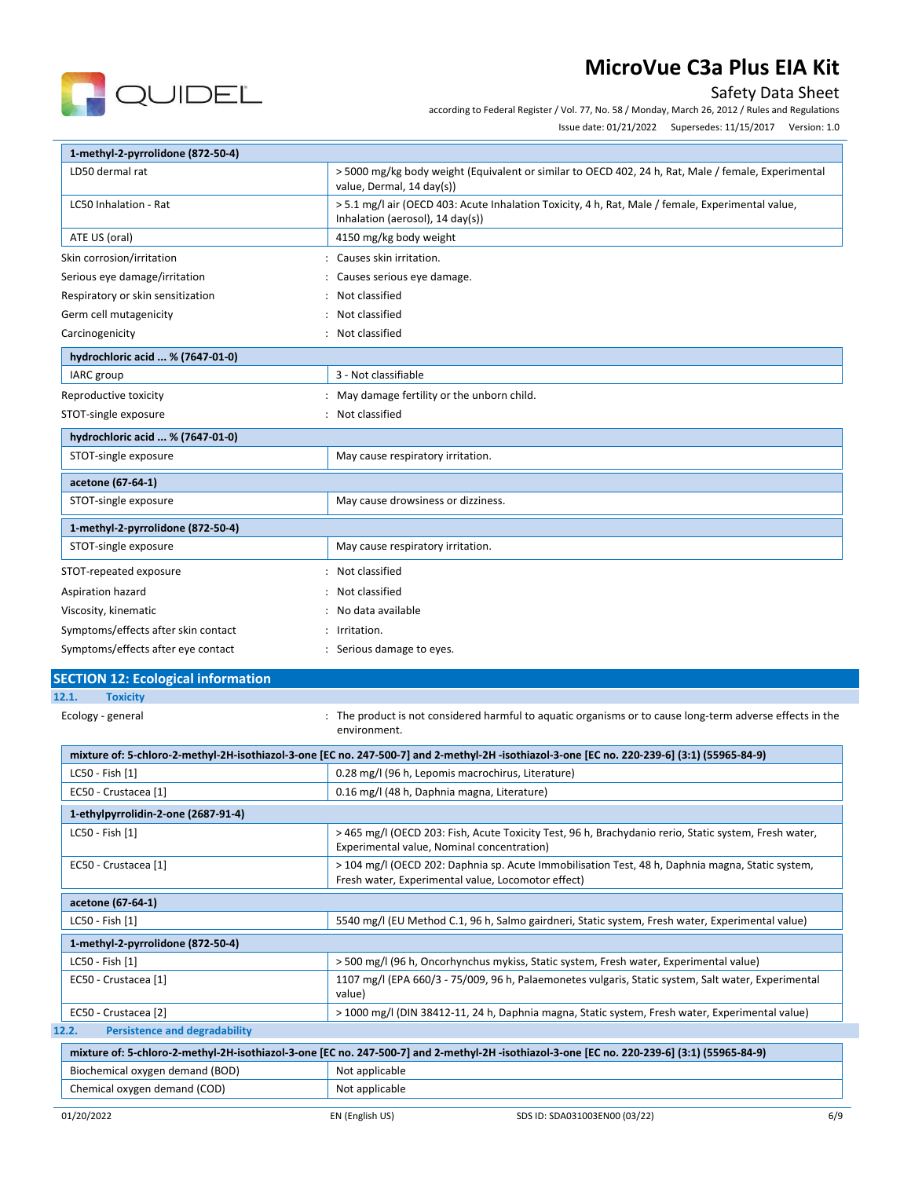| 1-methyl-2-pyrrolidone (872-50-4) | |
|---|---|
| LD50 dermal rat | > 5000 mg/kg body weight (Equivalent or similar to OECD 402, 24 h, Rat, Male / female, Experimental value, Dermal, 14 day(s)) |
| LC50 Inhalation - Rat | > 5.1 mg/l air (OECD 403: Acute Inhalation Toxicity, 4 h, Rat, Male / female, Experimental value, Inhalation (aerosol), 14 day(s)) |
| ATE US (oral) | 4150 mg/kg body weight |

Skin corrosion/irritation : Causes skin irritation.

Serious eye damage/irritation : Causes serious eye damage.

Respiratory or skin sensitization : Not classified

Germ cell mutagenicity : Not classified

Carcinogenicity : Not classified

| hydrochloric acid ... % (7647-01-0) | |
|---|---|
| IARC group | 3 - Not classifiable |

Reproductive toxicity : May damage fertility or the unborn child.

STOT-single exposure : Not classified

| hydrochloric acid ... % (7647-01-0) | |
|---|---|
| STOT-single exposure | May cause respiratory irritation. |

| acetone (67-64-1) | |
|---|---|
| STOT-single exposure | May cause drowsiness or dizziness. |

| 1-methyl-2-pyrrolidone (872-50-4) | |
|---|---|
| STOT-single exposure | May cause respiratory irritation. |

STOT-repeated exposure : Not classified

Aspiration hazard : Not classified

Viscosity, kinematic : No data available

Symptoms/effects after skin contact : Irritation.

Symptoms/effects after eye contact : Serious damage to eyes.

## SECTION 12: Ecological information

### 12.1. Toxicity

Ecology - general : The product is not considered harmful to aquatic organisms or to cause long-term adverse effects in the environment.

| mixture of: 5-chloro-2-methyl-2H-isothiazol-3-one [EC no. 247-500-7] and 2-methyl-2H -isothiazol-3-one [EC no. 220-239-6] (3:1) (55965-84-9) | |
|---|---|
| LC50 - Fish [1] | 0.28 mg/l (96 h, Lepomis macrochirus, Literature) |
| EC50 - Crustacea [1] | 0.16 mg/l (48 h, Daphnia magna, Literature) |

| 1-ethylpyrrolidin-2-one (2687-91-4) | |
|---|---|
| LC50 - Fish [1] | > 465 mg/l (OECD 203: Fish, Acute Toxicity Test, 96 h, Brachydanio rerio, Static system, Fresh water, Experimental value, Nominal concentration) |
| EC50 - Crustacea [1] | > 104 mg/l (OECD 202: Daphnia sp. Acute Immobilisation Test, 48 h, Daphnia magna, Static system, Fresh water, Experimental value, Locomotor effect) |

| acetone (67-64-1) | |
|---|---|
| LC50 - Fish [1] | 5540 mg/l (EU Method C.1, 96 h, Salmo gairdneri, Static system, Fresh water, Experimental value) |

| 1-methyl-2-pyrrolidone (872-50-4) | |
|---|---|
| LC50 - Fish [1] | > 500 mg/l (96 h, Oncorhynchus mykiss, Static system, Fresh water, Experimental value) |
| EC50 - Crustacea [1] | 1107 mg/l (EPA 660/3 - 75/009, 96 h, Palaemonetes vulgaris, Static system, Salt water, Experimental value) |
| EC50 - Crustacea [2] | > 1000 mg/l (DIN 38412-11, 24 h, Daphnia magna, Static system, Fresh water, Experimental value) |

### 12.2. Persistence and degradability

| mixture of: 5-chloro-2-methyl-2H-isothiazol-3-one [EC no. 247-500-7] and 2-methyl-2H -isothiazol-3-one [EC no. 220-239-6] (3:1) (55965-84-9) | |
|---|---|
| Biochemical oxygen demand (BOD) | Not applicable |
| Chemical oxygen demand (COD) | Not applicable |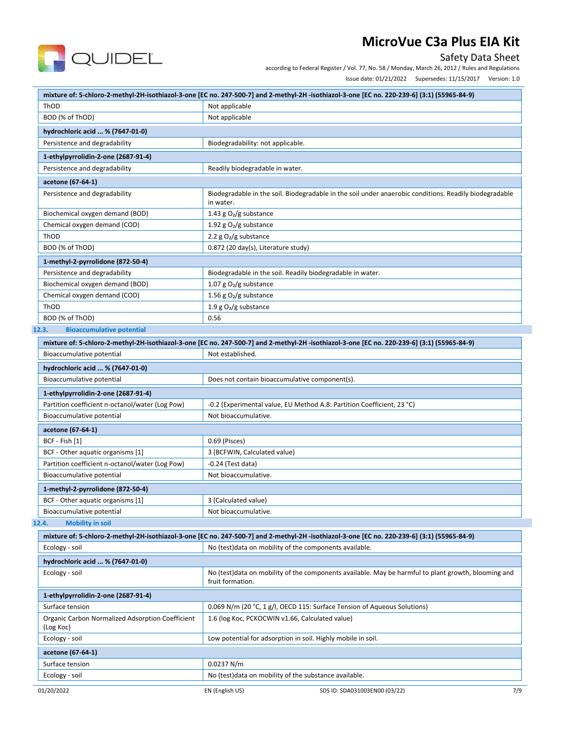| mixture of: 5-chloro-2-methyl-2H-isothiazol-3-one [EC no. 247-500-7] and 2-methyl-2H -isothiazol-3-one [EC no. 220-239-6] (3:1) (55965-84-9) | |
|---|---|
| ThOD | Not applicable |
| BOD (% of ThOD) | Not applicable |

| hydrochloric acid ... % (7647-01-0) | |
|---|---|
| Persistence and degradability | Biodegradability: not applicable. |

| 1-ethylpyrrolidin-2-one (2687-91-4) | |
|---|---|
| Persistence and degradability | Readily biodegradable in water. |

| acetone (67-64-1) | |
|---|---|
| Persistence and degradability | Biodegradable in the soil. Biodegradable in the soil under anaerobic conditions. Readily biodegradable in water. |
| Biochemical oxygen demand (BOD) | 1.43 g $O_2$/g substance |
| Chemical oxygen demand (COD) | 1.92 g $O_2$/g substance |
| ThOD | 2.2 g $O_2$/g substance |
| BOD (% of ThOD) | 0.872 (20 day(s), Literature study) |

| 1-methyl-2-pyrrolidone (872-50-4) | |
|---|---|
| Persistence and degradability | Biodegradable in the soil. Readily biodegradable in water. |
| Biochemical oxygen demand (BOD) | 1.07 g $O_2$/g substance |
| Chemical oxygen demand (COD) | 1.56 g $O_2$/g substance |
| ThOD | 1.9 g $O_2$/g substance |
| BOD (% of ThOD) | 0.56 |

### 12.3. Bioaccumulative potential

| mixture of: 5-chloro-2-methyl-2H-isothiazol-3-one [EC no. 247-500-7] and 2-methyl-2H -isothiazol-3-one [EC no. 220-239-6] (3:1) (55965-84-9) | |
|---|---|
| Bioaccumulative potential | Not established. |

| hydrochloric acid ... % (7647-01-0) | |
|---|---|
| Bioaccumulative potential | Does not contain bioaccumulative component(s). |

| 1-ethylpyrrolidin-2-one (2687-91-4) | |
|---|---|
| Partition coefficient n-octanol/water (Log Pow) | -0.2 (Experimental value, EU Method A.8: Partition Coefficient, 23 °C) |
| Bioaccumulative potential | Not bioaccumulative. |

| acetone (67-64-1) | |
|---|---|
| BCF - Fish [1] | 0.69 (Pisces) |
| BCF - Other aquatic organisms [1] | 3 (BCFWIN, Calculated value) |
| Partition coefficient n-octanol/water (Log Pow) | -0.24 (Test data) |
| Bioaccumulative potential | Not bioaccumulative. |

| 1-methyl-2-pyrrolidone (872-50-4) | |
|---|---|
| BCF - Other aquatic organisms [1] | 3 (Calculated value) |
| Bioaccumulative potential | Not bioaccumulative. |

### 12.4. Mobility in soil

| mixture of: 5-chloro-2-methyl-2H-isothiazol-3-one [EC no. 247-500-7] and 2-methyl-2H -isothiazol-3-one [EC no. 220-239-6] (3:1) (55965-84-9) | |
|---|---|
| Ecology - soil | No (test)data on mobility of the components available. |

| hydrochloric acid ... % (7647-01-0) | |
|---|---|
| Ecology - soil | No (test)data on mobility of the components available. May be harmful to plant growth, blooming and fruit formation. |

| 1-ethylpyrrolidin-2-one (2687-91-4) | |
|---|---|
| Surface tension | 0.069 N/m (20 °C, 1 g/l, OECD 115: Surface Tension of Aqueous Solutions) |
| Organic Carbon Normalized Adsorption Coefficient (Log Koc) | 1.6 (log Koc, PCKOCWIN v1.66, Calculated value) |
| Ecology - soil | Low potential for adsorption in soil. Highly mobile in soil. |

| acetone (67-64-1) | |
|---|---|
| Surface tension | 0.0237 N/m |
| Ecology - soil | No (test)data on mobility of the substance available. |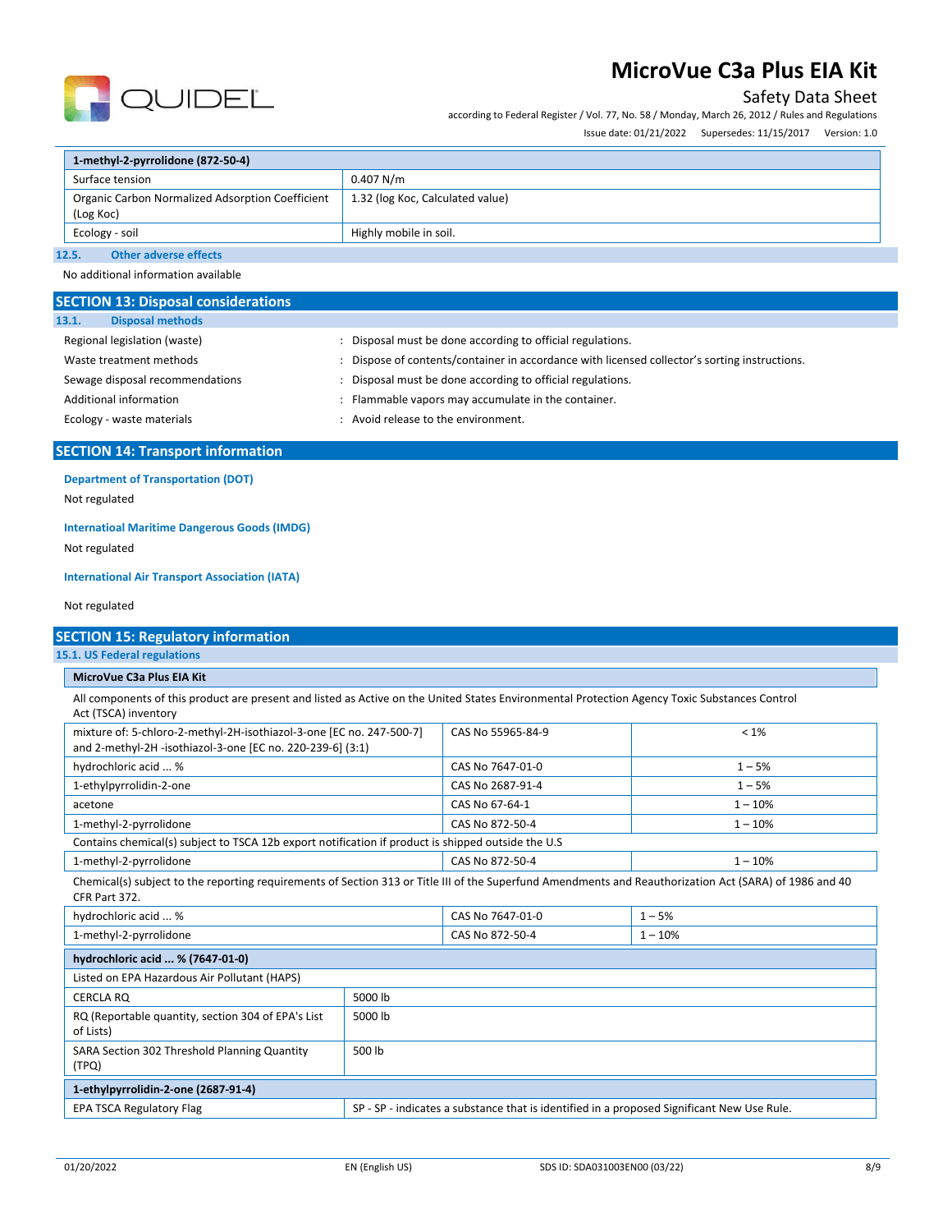| 1-methyl-2-pyrrolidone (872-50-4) | |
|---|---|
| Surface tension | 0.407 N/m |
| Organic Carbon Normalized Adsorption Coefficient (Log Koc) | 1.32 (log Koc, Calculated value) |
| Ecology - soil | Highly mobile in soil. |

### 12.5. Other adverse effects

No additional information available

## SECTION 13: Disposal considerations

### 13.1. Disposal methods

Regional legislation (waste) : Disposal must be done according to official regulations.

Waste treatment methods : Dispose of contents/container in accordance with licensed collector's sorting instructions.

Sewage disposal recommendations : Disposal must be done according to official regulations.

Additional information : Flammable vapors may accumulate in the container.

Ecology - waste materials : Avoid release to the environment.

## SECTION 14: Transport information

**Department of Transportation (DOT)**

Not regulated

**Internatioal Maritime Dangerous Goods (IMDG)**

Not regulated

**International Air Transport Association (IATA)**

Not regulated

## SECTION 15: Regulatory information

### 15.1. US Federal regulations

**MicroVue C3a Plus EIA Kit**

All components of this product are present and listed as Active on the United States Environmental Protection Agency Toxic Substances Control Act (TSCA) inventory

| | | |
|---|---|---|
| mixture of: 5-chloro-2-methyl-2H-isothiazol-3-one [EC no. 247-500-7] and 2-methyl-2H -isothiazol-3-one [EC no. 220-239-6] (3:1) | CAS No 55965-84-9 | < 1% |
| hydrochloric acid ... % | CAS No 7647-01-0 | 1 – 5% |
| 1-ethylpyrrolidin-2-one | CAS No 2687-91-4 | 1 – 5% |
| acetone | CAS No 67-64-1 | 1 – 10% |
| 1-methyl-2-pyrrolidone | CAS No 872-50-4 | 1 – 10% |

Contains chemical(s) subject to TSCA 12b export notification if product is shipped outside the U.S

| | | |
|---|---|---|
| 1-methyl-2-pyrrolidone | CAS No 872-50-4 | 1 – 10% |

Chemical(s) subject to the reporting requirements of Section 313 or Title III of the Superfund Amendments and Reauthorization Act (SARA) of 1986 and 40 CFR Part 372.

| | | |
|---|---|---|
| hydrochloric acid ... % | CAS No 7647-01-0 | 1 – 5% |
| 1-methyl-2-pyrrolidone | CAS No 872-50-4 | 1 – 10% |

| hydrochloric acid ... % (7647-01-0) | |
|---|---|
| Listed on EPA Hazardous Air Pollutant (HAPS) | |
| CERCLA RQ | 5000 lb |
| RQ (Reportable quantity, section 304 of EPA's List of Lists) | 5000 lb |
| SARA Section 302 Threshold Planning Quantity (TPQ) | 500 lb |

| 1-ethylpyrrolidin-2-one (2687-91-4) | |
|---|---|
| EPA TSCA Regulatory Flag | SP - SP - indicates a substance that is identified in a proposed Significant New Use Rule. |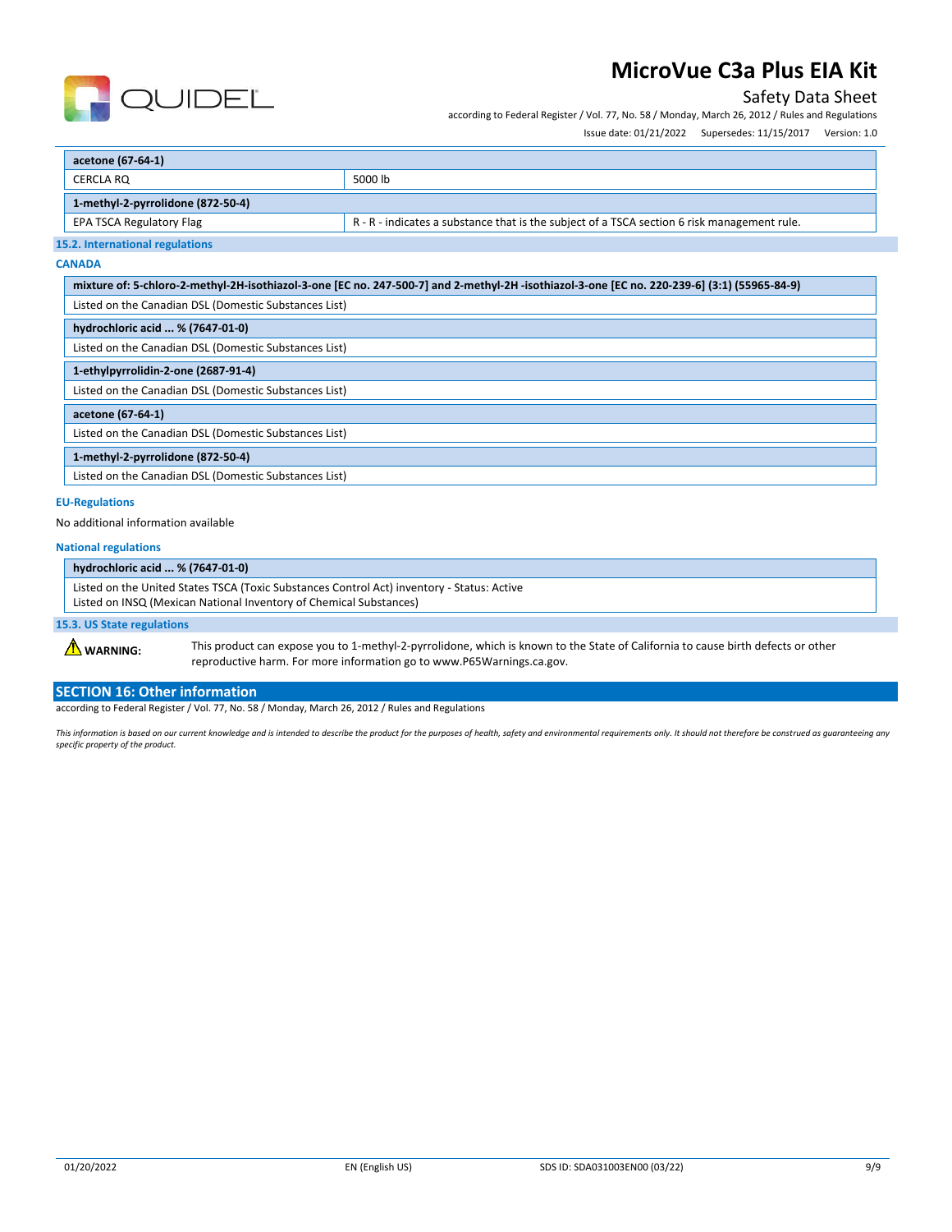| acetone (67-64-1) | |
| --- | --- |
| CERCLA RQ | 5000 lb |

| 1-methyl-2-pyrrolidone (872-50-4) | |
| --- | --- |
| EPA TSCA Regulatory Flag | R - R - indicates a substance that is the subject of a TSCA section 6 risk management rule. |

### 15.2. International regulations

**CANADA**

| mixture of: 5-chloro-2-methyl-2H-isothiazol-3-one [EC no. 247-500-7] and 2-methyl-2H -isothiazol-3-one [EC no. 220-239-6] (3:1) (55965-84-9) |
| --- |
| Listed on the Canadian DSL (Domestic Substances List) |

| hydrochloric acid ... % (7647-01-0) |
| --- |
| Listed on the Canadian DSL (Domestic Substances List) |

| 1-ethylpyrrolidin-2-one (2687-91-4) |
| --- |
| Listed on the Canadian DSL (Domestic Substances List) |

| acetone (67-64-1) |
| --- |
| Listed on the Canadian DSL (Domestic Substances List) |

| 1-methyl-2-pyrrolidone (872-50-4) |
| --- |
| Listed on the Canadian DSL (Domestic Substances List) |

**EU-Regulations**

No additional information available

**National regulations**

| hydrochloric acid ... % (7647-01-0) |
| --- |
| Listed on the United States TSCA (Toxic Substances Control Act) inventory - Status: Active<br>Listed on INSQ (Mexican National Inventory of Chemical Substances) |

### 15.3. US State regulations

**WARNING:** This product can expose you to 1-methyl-2-pyrrolidone, which is known to the State of California to cause birth defects or other reproductive harm. For more information go to www.P65Warnings.ca.gov.

## SECTION 16: Other information

according to Federal Register / Vol. 77, No. 58 / Monday, March 26, 2012 / Rules and Regulations

*This information is based on our current knowledge and is intended to describe the product for the purposes of health, safety and environmental requirements only. It should not therefore be construed as guaranteeing any specific property of the product.*